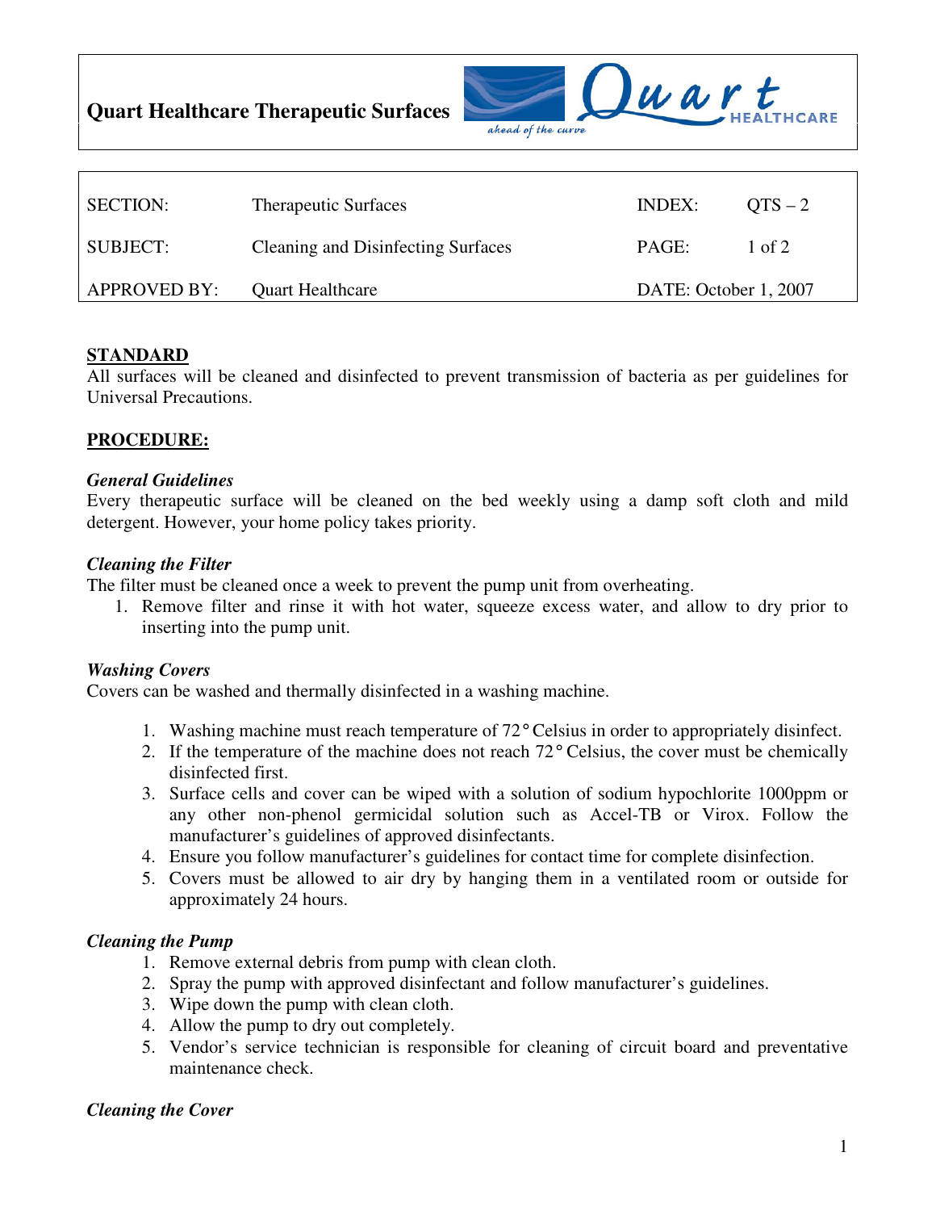# Quart Healthcare Therapeutic Surfaces

| SECTION: | Therapeutic Surfaces | INDEX: | QTS – 2 |
|---|---|---|---|
| SUBJECT: | Cleaning and Disinfecting Surfaces | PAGE: | 1 of 2 |
| APPROVED BY: | Quart Healthcare | DATE: October 1, 2007 | |

## STANDARD

All surfaces will be cleaned and disinfected to prevent transmission of bacteria as per guidelines for Universal Precautions.

## PROCEDURE:

### *General Guidelines*

Every therapeutic surface will be cleaned on the bed weekly using a damp soft cloth and mild detergent. However, your home policy takes priority.

### *Cleaning the Filter*

The filter must be cleaned once a week to prevent the pump unit from overheating.

1. Remove filter and rinse it with hot water, squeeze excess water, and allow to dry prior to inserting into the pump unit.

### *Washing Covers*

Covers can be washed and thermally disinfected in a washing machine.

1. Washing machine must reach temperature of 72° Celsius in order to appropriately disinfect.
2. If the temperature of the machine does not reach 72° Celsius, the cover must be chemically disinfected first.
3. Surface cells and cover can be wiped with a solution of sodium hypochlorite 1000ppm or any other non-phenol germicidal solution such as Accel-TB or Virox. Follow the manufacturer's guidelines of approved disinfectants.
4. Ensure you follow manufacturer's guidelines for contact time for complete disinfection.
5. Covers must be allowed to air dry by hanging them in a ventilated room or outside for approximately 24 hours.

### *Cleaning the Pump*

1. Remove external debris from pump with clean cloth.
2. Spray the pump with approved disinfectant and follow manufacturer's guidelines.
3. Wipe down the pump with clean cloth.
4. Allow the pump to dry out completely.
5. Vendor's service technician is responsible for cleaning of circuit board and preventative maintenance check.

### *Cleaning the Cover*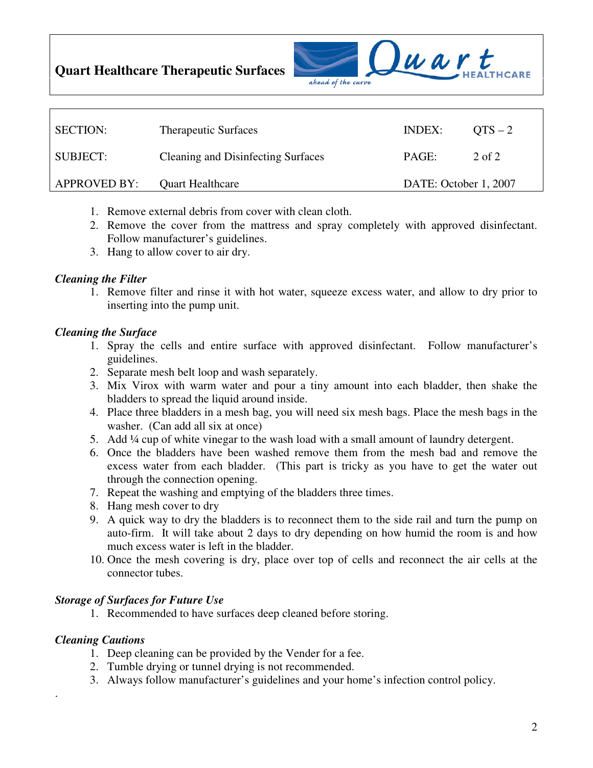**Quart Healthcare Therapeutic Surfaces**

| SECTION: | Therapeutic Surfaces | INDEX: | QTS – 2 |
|---|---|---|---|
| SUBJECT: | Cleaning and Disinfecting Surfaces | PAGE: | 2 of 2 |
| APPROVED BY: | Quart Healthcare | DATE: October 1, 2007 | |

1. Remove external debris from cover with clean cloth.
2. Remove the cover from the mattress and spray completely with approved disinfectant. Follow manufacturer's guidelines.
3. Hang to allow cover to air dry.

***Cleaning the Filter***

1. Remove filter and rinse it with hot water, squeeze excess water, and allow to dry prior to inserting into the pump unit.

***Cleaning the Surface***

1. Spray the cells and entire surface with approved disinfectant. Follow manufacturer's guidelines.
2. Separate mesh belt loop and wash separately.
3. Mix Virox with warm water and pour a tiny amount into each bladder, then shake the bladders to spread the liquid around inside.
4. Place three bladders in a mesh bag, you will need six mesh bags. Place the mesh bags in the washer. (Can add all six at once)
5. Add ¼ cup of white vinegar to the wash load with a small amount of laundry detergent.
6. Once the bladders have been washed remove them from the mesh bad and remove the excess water from each bladder. (This part is tricky as you have to get the water out through the connection opening.
7. Repeat the washing and emptying of the bladders three times.
8. Hang mesh cover to dry
9. A quick way to dry the bladders is to reconnect them to the side rail and turn the pump on auto-firm. It will take about 2 days to dry depending on how humid the room is and how much excess water is left in the bladder.
10. Once the mesh covering is dry, place over top of cells and reconnect the air cells at the connector tubes.

***Storage of Surfaces for Future Use***

1. Recommended to have surfaces deep cleaned before storing.

***Cleaning Cautions***

1. Deep cleaning can be provided by the Vender for a fee.
2. Tumble drying or tunnel drying is not recommended.
3. Always follow manufacturer's guidelines and your home's infection control policy.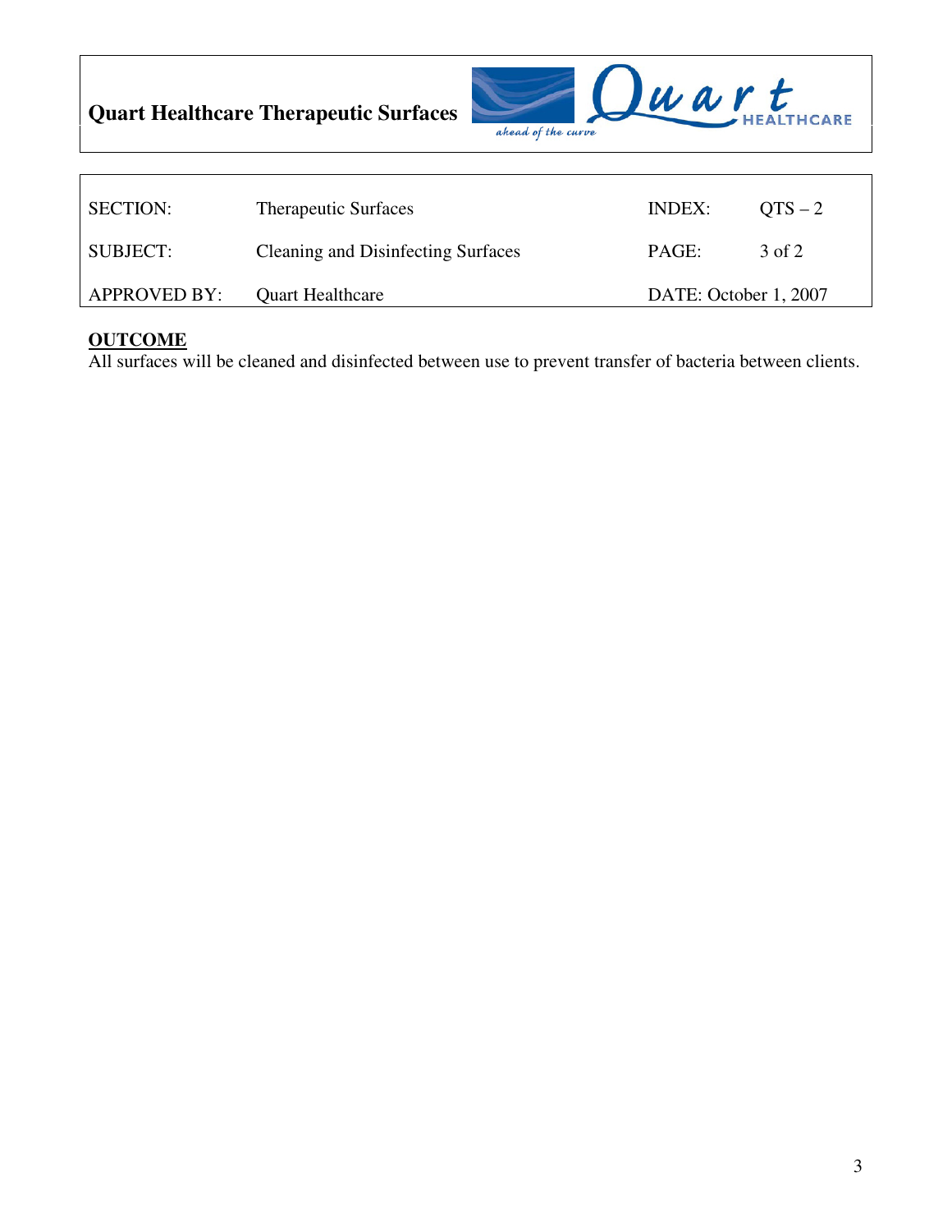**Quart Healthcare Therapeutic Surfaces**

| | | | |
|---|---|---|---|
| SECTION: | Therapeutic Surfaces | INDEX: | QTS – 2 |
| SUBJECT: | Cleaning and Disinfecting Surfaces | PAGE: | 3 of 2 |
| APPROVED BY: | Quart Healthcare | DATE: October 1, 2007 | |

## OUTCOME

All surfaces will be cleaned and disinfected between use to prevent transfer of bacteria between clients.